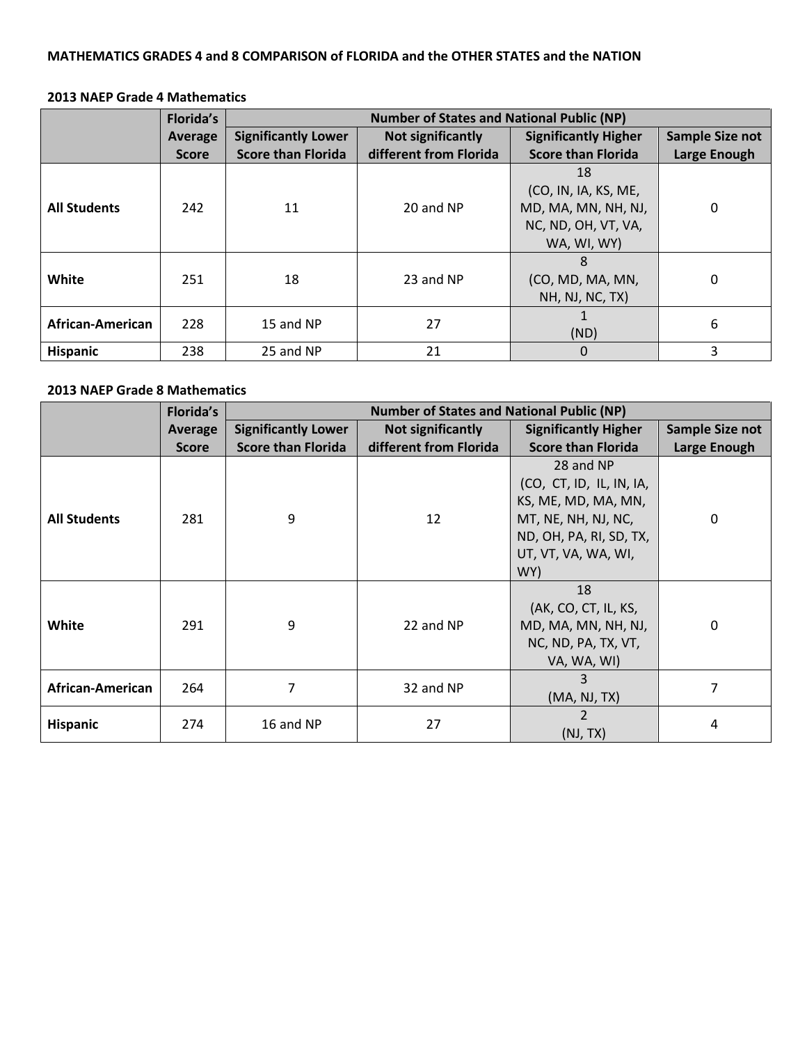**MATHEMATICS GRADES 4 and 8 COMPARISON of FLORIDA and the OTHER STATES and the NATION**

**2013 NAEP Grade 4 Mathematics**

| | Florida's Average Score | Number of States and National Public (NP) | | | |
|---|---|---|---|---|---|
| | | Significantly Lower Score than Florida | Not significantly different from Florida | Significantly Higher Score than Florida | Sample Size not Large Enough |
| **All Students** | 242 | 11 | 20 and NP | 18 (CO, IN, IA, KS, ME, MD, MA, MN, NH, NJ, NC, ND, OH, VT, VA, WA, WI, WY) | 0 |
| **White** | 251 | 18 | 23 and NP | 8 (CO, MD, MA, MN, NH, NJ, NC, TX) | 0 |
| **African-American** | 228 | 15 and NP | 27 | 1 (ND) | 6 |
| **Hispanic** | 238 | 25 and NP | 21 | 0 | 3 |

**2013 NAEP Grade 8 Mathematics**

| | Florida's Average Score | Number of States and National Public (NP) | | | |
|---|---|---|---|---|---|
| | | Significantly Lower Score than Florida | Not significantly different from Florida | Significantly Higher Score than Florida | Sample Size not Large Enough |
| **All Students** | 281 | 9 | 12 | 28 and NP (CO, CT, ID, IL, IN, IA, KS, ME, MD, MA, MN, MT, NE, NH, NJ, NC, ND, OH, PA, RI, SD, TX, UT, VT, VA, WA, WI, WY) | 0 |
| **White** | 291 | 9 | 22 and NP | 18 (AK, CO, CT, IL, KS, MD, MA, MN, NH, NJ, NC, ND, PA, TX, VT, VA, WA, WI) | 0 |
| **African-American** | 264 | 7 | 32 and NP | 3 (MA, NJ, TX) | 7 |
| **Hispanic** | 274 | 16 and NP | 27 | 2 (NJ, TX) | 4 |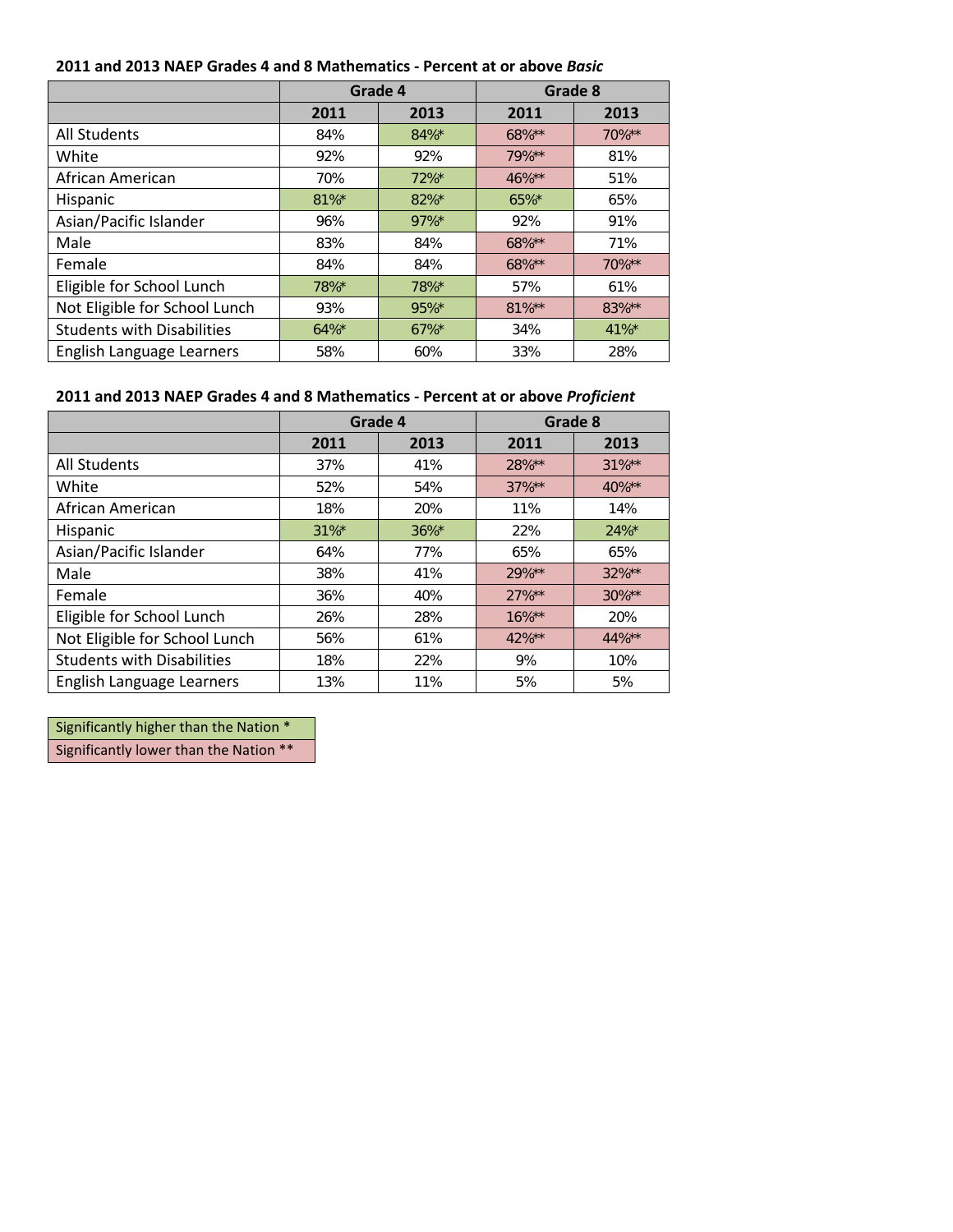**2011 and 2013 NAEP Grades 4 and 8 Mathematics - Percent at or above *Basic***

| | Grade 4 | | Grade 8 | |
|---|---|---|---|---|
| | 2011 | 2013 | 2011 | 2013 |
| All Students | 84% | 84%* | 68%** | 70%** |
| White | 92% | 92% | 79%** | 81% |
| African American | 70% | 72%* | 46%** | 51% |
| Hispanic | 81%* | 82%* | 65%* | 65% |
| Asian/Pacific Islander | 96% | 97%* | 92% | 91% |
| Male | 83% | 84% | 68%** | 71% |
| Female | 84% | 84% | 68%** | 70%** |
| Eligible for School Lunch | 78%* | 78%* | 57% | 61% |
| Not Eligible for School Lunch | 93% | 95%* | 81%** | 83%** |
| Students with Disabilities | 64%* | 67%* | 34% | 41%* |
| English Language Learners | 58% | 60% | 33% | 28% |

**2011 and 2013 NAEP Grades 4 and 8 Mathematics - Percent at or above *Proficient***

| | Grade 4 | | Grade 8 | |
|---|---|---|---|---|
| | 2011 | 2013 | 2011 | 2013 |
| All Students | 37% | 41% | 28%** | 31%** |
| White | 52% | 54% | 37%** | 40%** |
| African American | 18% | 20% | 11% | 14% |
| Hispanic | 31%* | 36%* | 22% | 24%* |
| Asian/Pacific Islander | 64% | 77% | 65% | 65% |
| Male | 38% | 41% | 29%** | 32%** |
| Female | 36% | 40% | 27%** | 30%** |
| Eligible for School Lunch | 26% | 28% | 16%** | 20% |
| Not Eligible for School Lunch | 56% | 61% | 42%** | 44%** |
| Students with Disabilities | 18% | 22% | 9% | 10% |
| English Language Learners | 13% | 11% | 5% | 5% |

Significantly higher than the Nation *

Significantly lower than the Nation **